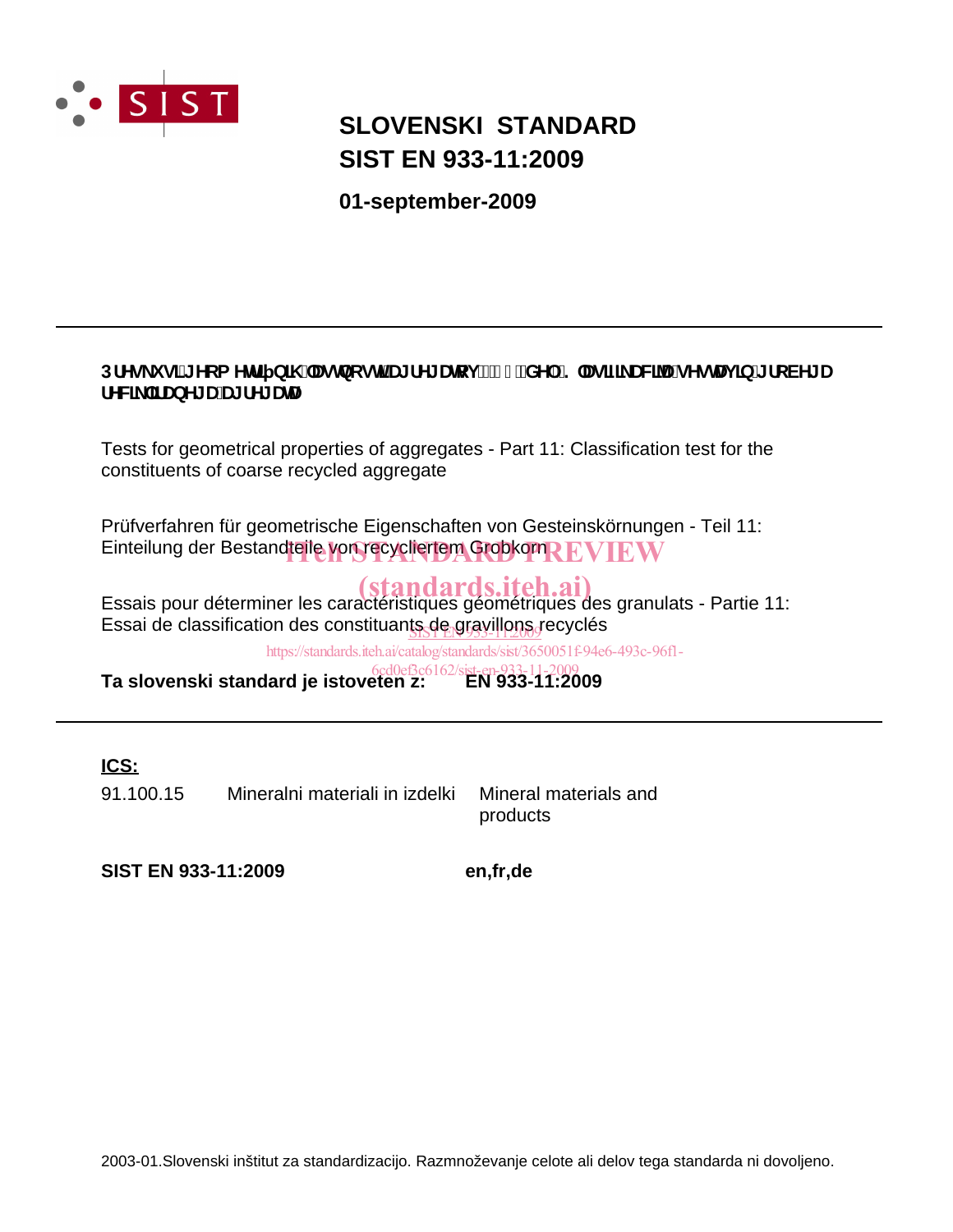# SLOVENSKI STANDARD
# SIST EN 933-11:2009

**01-september-2009**

---

**3UHVNXVL JHRPHWULMVNLK ODVWQRVWL DJUHJDWRY GHO. ODVLILNDFLMVNL SUHVNXV VHVWDYLQ JUREHJD UHFLNOLUDQHJD DJUHJDWD**

Tests for geometrical properties of aggregates - Part 11: Classification test for the constituents of coarse recycled aggregate

Prüfverfahren für geometrische Eigenschaften von Gesteinskörnungen - Teil 11: Einteilung der Bestandteile von recycliertem Grobkorn

iTeh STANDARD PREVIEW
(standards.iteh.ai)

Essais pour déterminer les caractéristiques géométriques des granulats - Partie 11: Essai de classification des constituants de gravillons recyclés

SIST EN 933-11:2009
https://standards.iteh.ai/catalog/standards/sist/3650051f-94e6-493c-96f1-6cd0ef3c6162/sist-en-933-11-2009

**Ta slovenski standard je istoveten z: EN 933-11:2009**

---

**ICS:**

| | | |
|---|---|---|
| 91.100.15 | Mineralni materiali in izdelki | Mineral materials and products |

**SIST EN 933-11:2009** **en,fr,de**

2003-01.Slovenski inštitut za standardizacijo. Razmnoževanje celote ali delov tega standarda ni dovoljeno.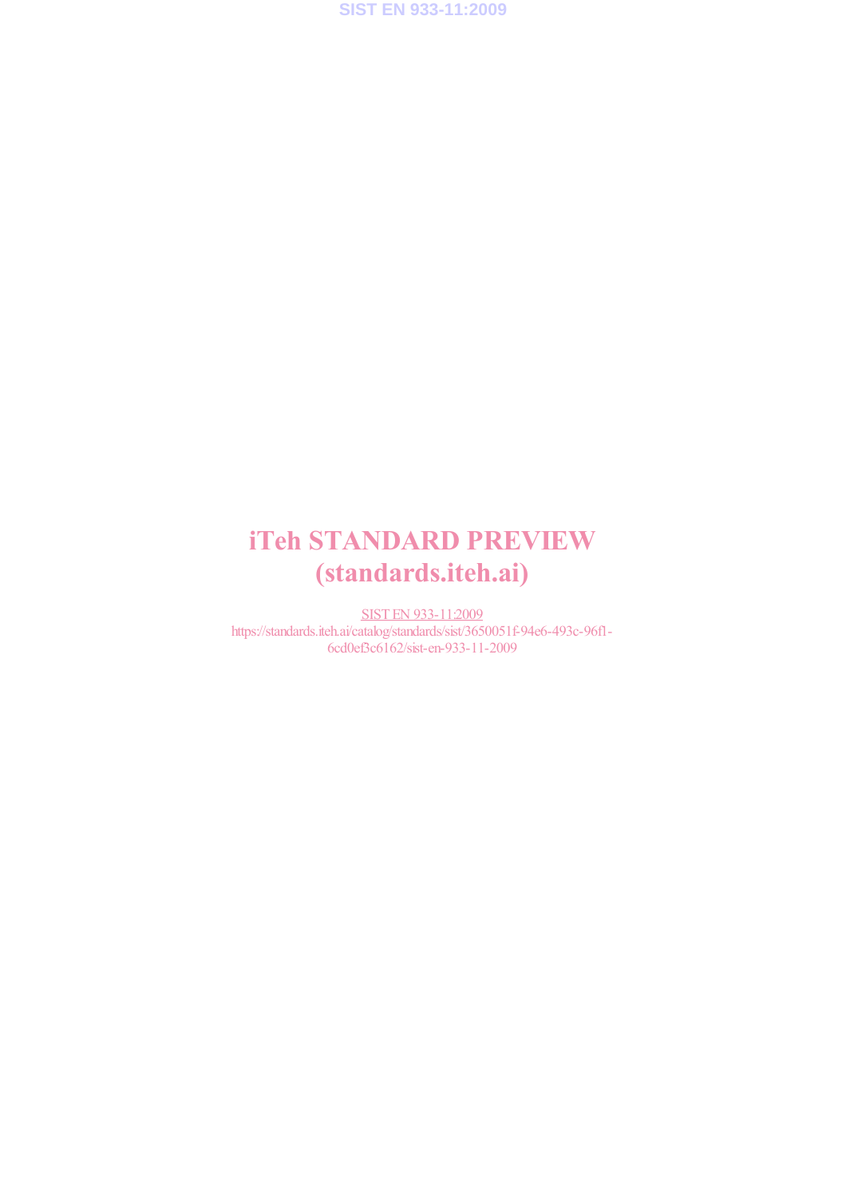iTeh STANDARD PREVIEW
(standards.iteh.ai)

SIST EN 933-11:2009
https://standards.iteh.ai/catalog/standards/sist/3650051f-94e6-493c-96f1-6cd0ef3c6162/sist-en-933-11-2009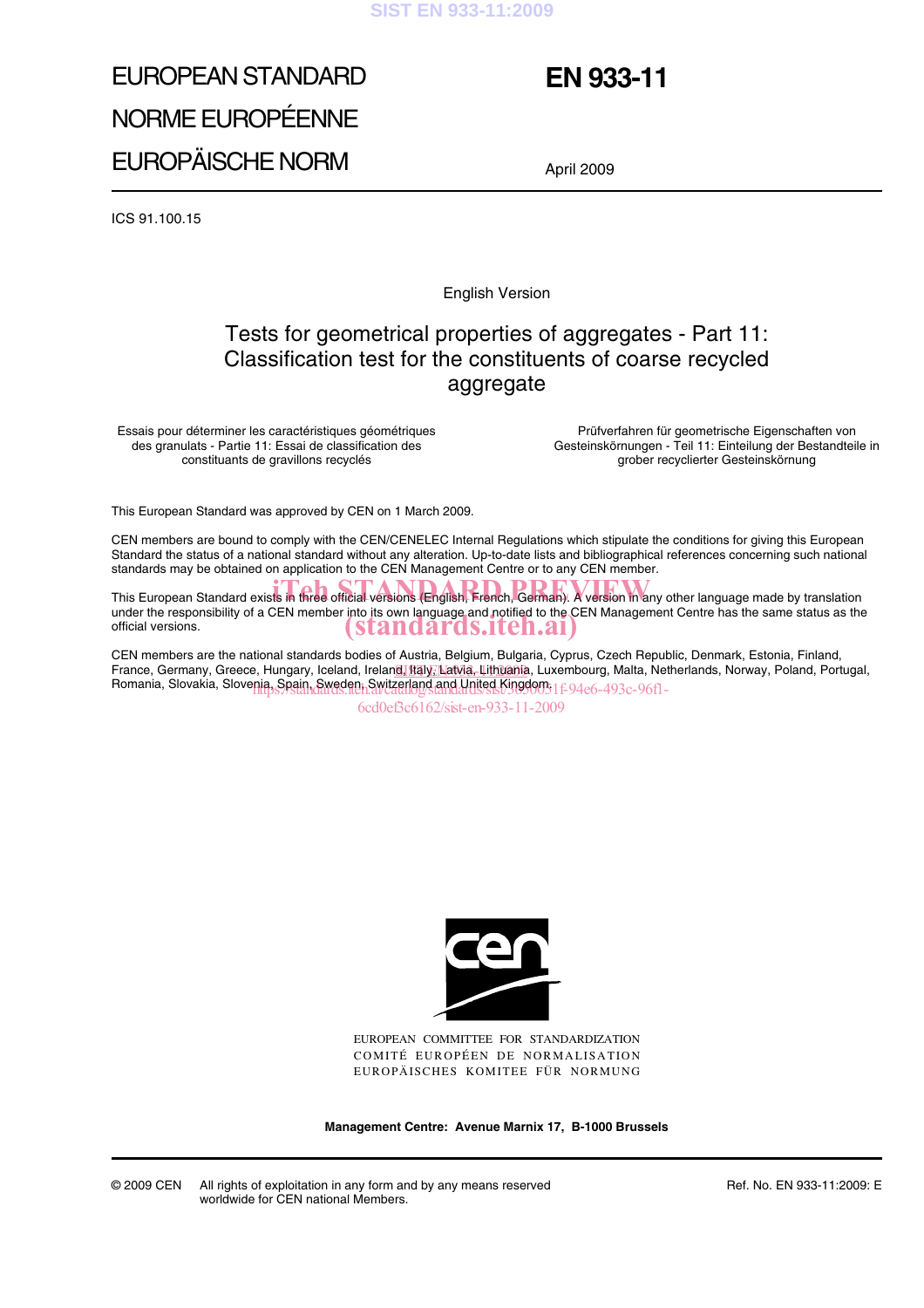EUROPEAN STANDARD

NORME EUROPÉENNE

EUROPÄISCHE NORM

# EN 933-11

April 2009

ICS 91.100.15

English Version

## Tests for geometrical properties of aggregates - Part 11: Classification test for the constituents of coarse recycled aggregate

Essais pour déterminer les caractéristiques géométriques des granulats - Partie 11: Essai de classification des constituants de gravillons recyclés

Prüfverfahren für geometrische Eigenschaften von Gesteinskörnungen - Teil 11: Einteilung der Bestandteile in grober recyclierter Gesteinskörnung

This European Standard was approved by CEN on 1 March 2009.

CEN members are bound to comply with the CEN/CENELEC Internal Regulations which stipulate the conditions for giving this European Standard the status of a national standard without any alteration. Up-to-date lists and bibliographical references concerning such national standards may be obtained on application to the CEN Management Centre or to any CEN member.

This European Standard exists in three official versions (English, French, German). A version in any other language made by translation under the responsibility of a CEN member into its own language and notified to the CEN Management Centre has the same status as the official versions.

CEN members are the national standards bodies of Austria, Belgium, Bulgaria, Cyprus, Czech Republic, Denmark, Estonia, Finland, France, Germany, Greece, Hungary, Iceland, Ireland, Italy, Latvia, Lithuania, Luxembourg, Malta, Netherlands, Norway, Poland, Portugal, Romania, Slovakia, Slovenia, Spain, Sweden, Switzerland and United Kingdom.

EUROPEAN COMMITTEE FOR STANDARDIZATION
COMITÉ EUROPÉEN DE NORMALISATION
EUROPÄISCHES KOMITEE FÜR NORMUNG

**Management Centre: Avenue Marnix 17, B-1000 Brussels**

© 2009 CEN All rights of exploitation in any form and by any means reserved worldwide for CEN national Members.

Ref. No. EN 933-11:2009: E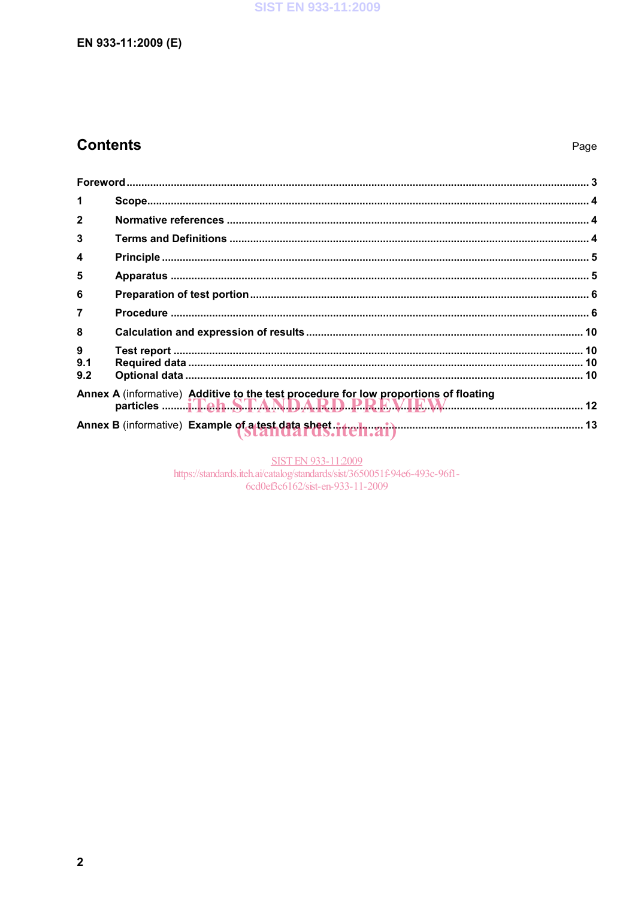## Contents

Page

Foreword ..... 3

1 Scope ..... 4

2 Normative references ..... 4

3 Terms and Definitions ..... 4

4 Principle ..... 5

5 Apparatus ..... 5

6 Preparation of test portion ..... 6

7 Procedure ..... 6

8 Calculation and expression of results ..... 10

9 Test report ..... 10

9.1 Required data ..... 10

9.2 Optional data ..... 10

Annex A (informative) Additive to the test procedure for low proportions of floating particles ..... 12

Annex B (informative) Example of a test data sheet ..... 13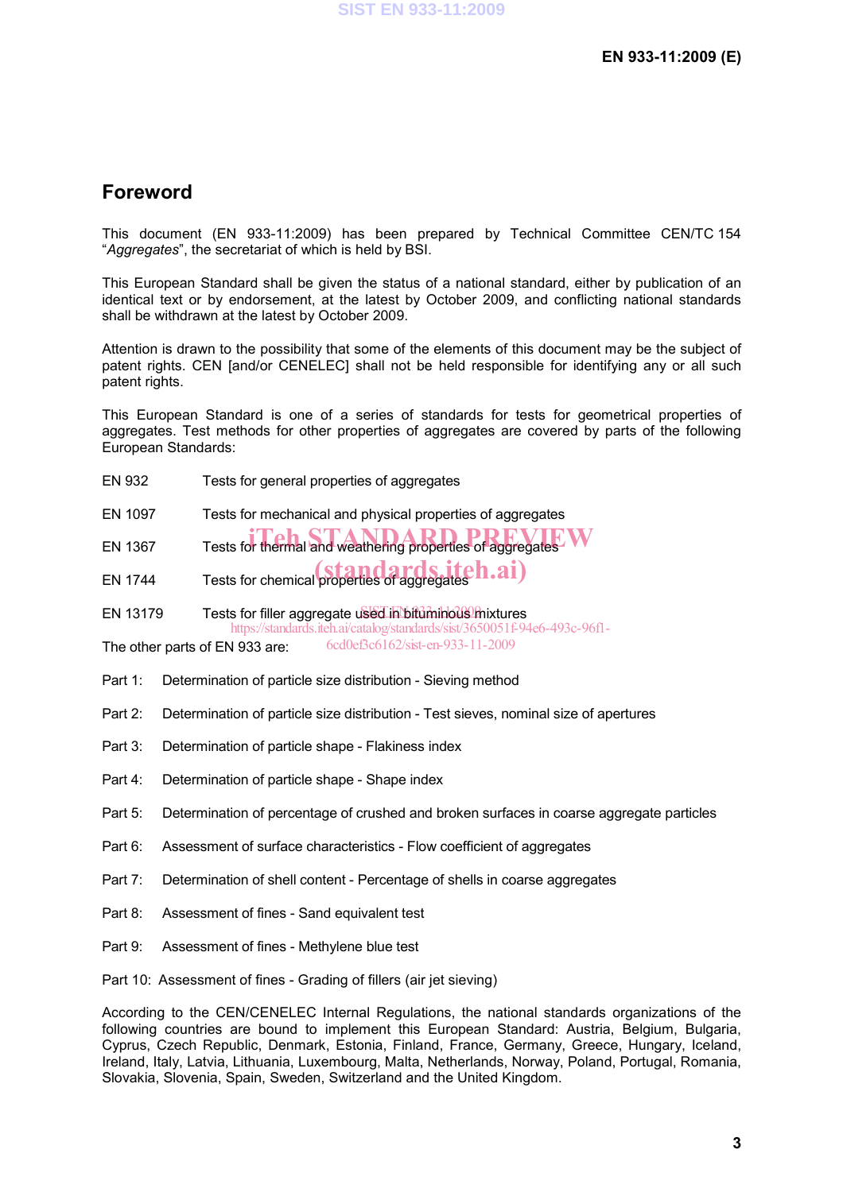## Foreword

This document (EN 933-11:2009) has been prepared by Technical Committee CEN/TC 154 "*Aggregates*", the secretariat of which is held by BSI.

This European Standard shall be given the status of a national standard, either by publication of an identical text or by endorsement, at the latest by October 2009, and conflicting national standards shall be withdrawn at the latest by October 2009.

Attention is drawn to the possibility that some of the elements of this document may be the subject of patent rights. CEN [and/or CENELEC] shall not be held responsible for identifying any or all such patent rights.

This European Standard is one of a series of standards for tests for geometrical properties of aggregates. Test methods for other properties of aggregates are covered by parts of the following European Standards:

EN 932 Tests for general properties of aggregates

EN 1097 Tests for mechanical and physical properties of aggregates

EN 1367 Tests for thermal and weathering properties of aggregates

EN 1744 Tests for chemical properties of aggregates

EN 13179 Tests for filler aggregate used in bituminous mixtures

The other parts of EN 933 are:

Part 1: Determination of particle size distribution - Sieving method

Part 2: Determination of particle size distribution - Test sieves, nominal size of apertures

Part 3: Determination of particle shape - Flakiness index

Part 4: Determination of particle shape - Shape index

Part 5: Determination of percentage of crushed and broken surfaces in coarse aggregate particles

Part 6: Assessment of surface characteristics - Flow coefficient of aggregates

Part 7: Determination of shell content - Percentage of shells in coarse aggregates

Part 8: Assessment of fines - Sand equivalent test

Part 9: Assessment of fines - Methylene blue test

Part 10: Assessment of fines - Grading of fillers (air jet sieving)

According to the CEN/CENELEC Internal Regulations, the national standards organizations of the following countries are bound to implement this European Standard: Austria, Belgium, Bulgaria, Cyprus, Czech Republic, Denmark, Estonia, Finland, France, Germany, Greece, Hungary, Iceland, Ireland, Italy, Latvia, Lithuania, Luxembourg, Malta, Netherlands, Norway, Poland, Portugal, Romania, Slovakia, Slovenia, Spain, Sweden, Switzerland and the United Kingdom.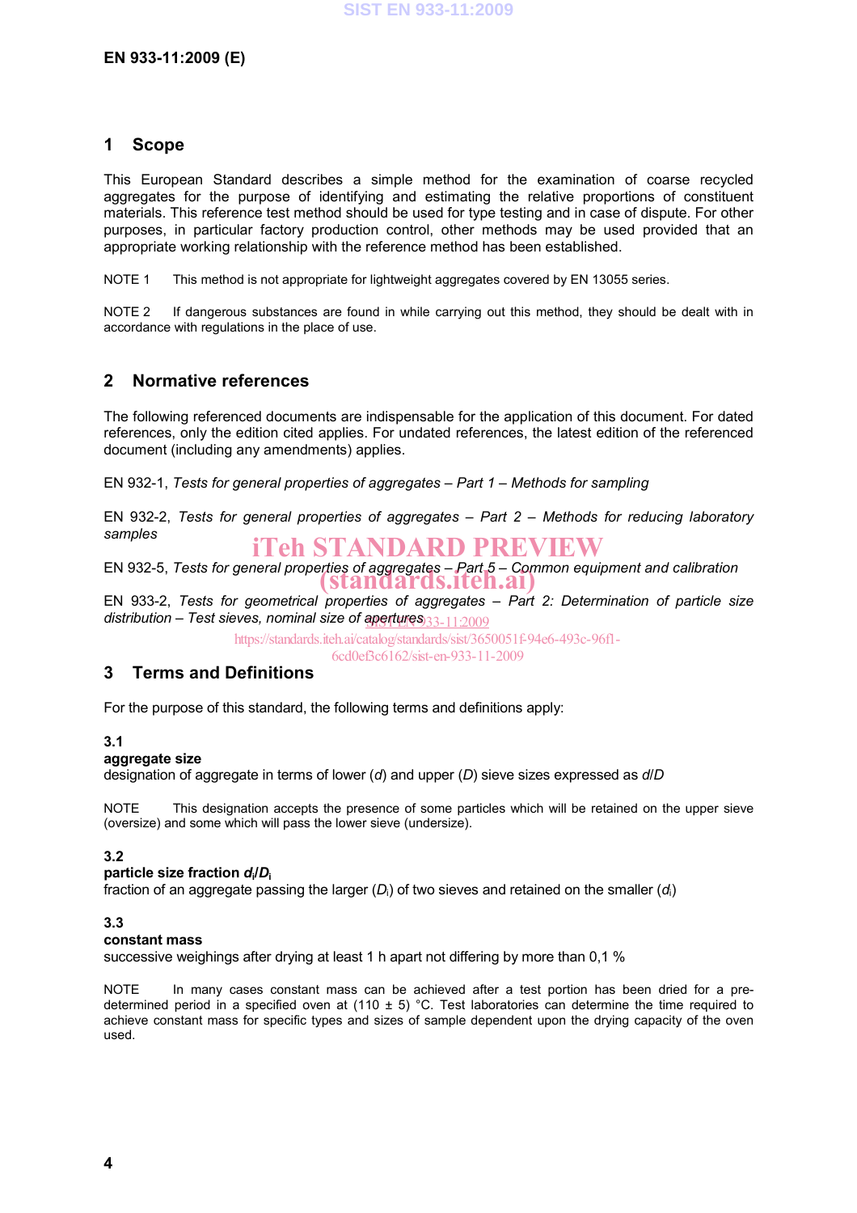## 1 Scope

This European Standard describes a simple method for the examination of coarse recycled aggregates for the purpose of identifying and estimating the relative proportions of constituent materials. This reference test method should be used for type testing and in case of dispute. For other purposes, in particular factory production control, other methods may be used provided that an appropriate working relationship with the reference method has been established.

NOTE 1 This method is not appropriate for lightweight aggregates covered by EN 13055 series.

NOTE 2 If dangerous substances are found in while carrying out this method, they should be dealt with in accordance with regulations in the place of use.

## 2 Normative references

The following referenced documents are indispensable for the application of this document. For dated references, only the edition cited applies. For undated references, the latest edition of the referenced document (including any amendments) applies.

EN 932-1, *Tests for general properties of aggregates – Part 1 – Methods for sampling*

EN 932-2, *Tests for general properties of aggregates – Part 2 – Methods for reducing laboratory samples*

EN 932-5, *Tests for general properties of aggregates – Part 5 – Common equipment and calibration*

EN 933-2, *Tests for geometrical properties of aggregates – Part 2: Determination of particle size distribution – Test sieves, nominal size of apertures*

## 3 Terms and Definitions

For the purpose of this standard, the following terms and definitions apply:

### 3.1
**aggregate size**

designation of aggregate in terms of lower ($d$) and upper ($D$) sieve sizes expressed as $d/D$

NOTE This designation accepts the presence of some particles which will be retained on the upper sieve (oversize) and some which will pass the lower sieve (undersize).

### 3.2
**particle size fraction $d_i/D_i$**

fraction of an aggregate passing the larger ($D_i$) of two sieves and retained on the smaller ($d_i$)

### 3.3
**constant mass**

successive weighings after drying at least 1 h apart not differing by more than 0,1 %

NOTE In many cases constant mass can be achieved after a test portion has been dried for a pre-determined period in a specified oven at (110 ± 5) °C. Test laboratories can determine the time required to achieve constant mass for specific types and sizes of sample dependent upon the drying capacity of the oven used.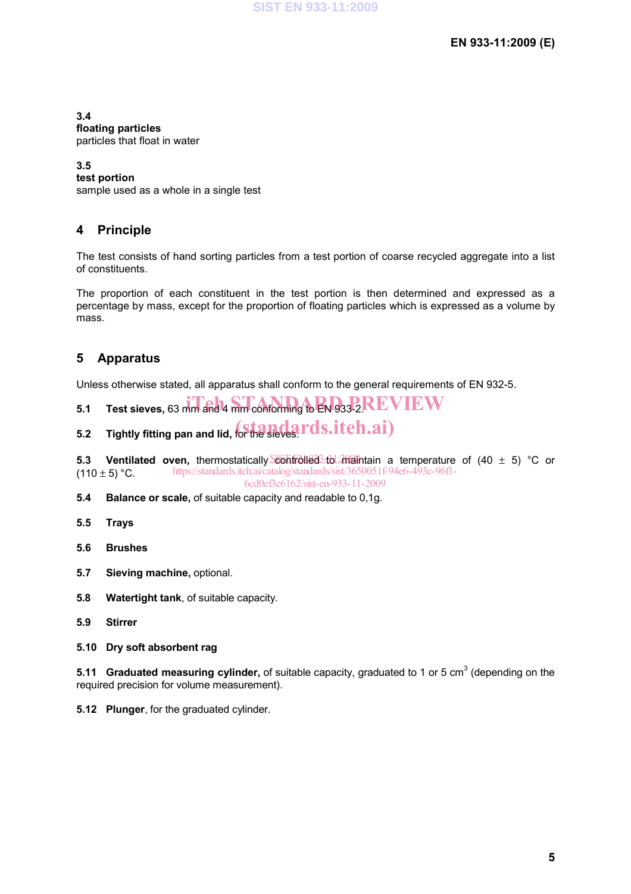**3.4**
**floating particles**
particles that float in water

**3.5**
**test portion**
sample used as a whole in a single test

## 4 Principle

The test consists of hand sorting particles from a test portion of coarse recycled aggregate into a list of constituents.

The proportion of each constituent in the test portion is then determined and expressed as a percentage by mass, except for the proportion of floating particles which is expressed as a volume by mass.

## 5 Apparatus

Unless otherwise stated, all apparatus shall conform to the general requirements of EN 932-5.

**5.1 Test sieves,** 63 mm and 4 mm conforming to EN 933-2.

**5.2 Tightly fitting pan and lid,** for the sieves.

**5.3 Ventilated oven,** thermostatically controlled to maintain a temperature of (40 ± 5) °C or (110 ± 5) °C.

**5.4 Balance or scale,** of suitable capacity and readable to 0,1g.

**5.5 Trays**

**5.6 Brushes**

**5.7 Sieving machine,** optional.

**5.8 Watertight tank**, of suitable capacity.

**5.9 Stirrer**

**5.10 Dry soft absorbent rag**

**5.11 Graduated measuring cylinder,** of suitable capacity, graduated to 1 or 5 $cm^3$ (depending on the required precision for volume measurement).

**5.12 Plunger**, for the graduated cylinder.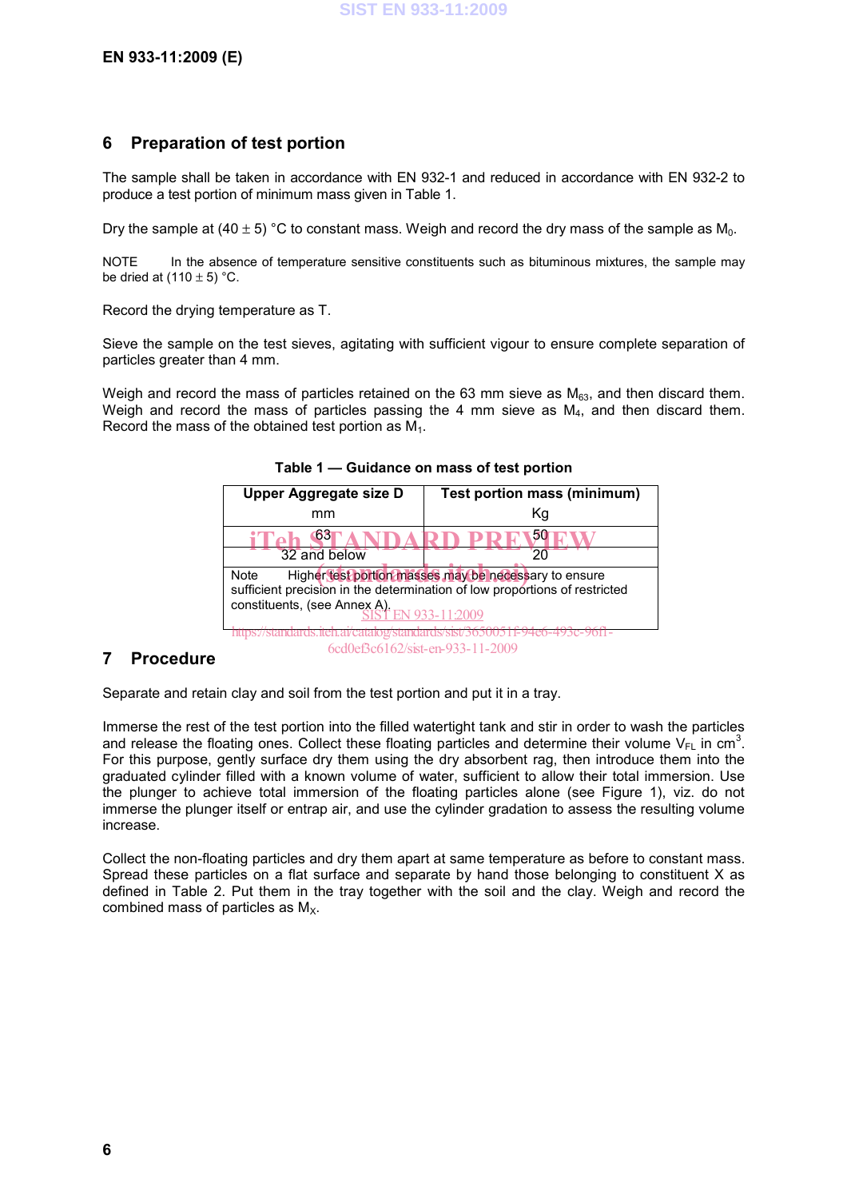## 6 Preparation of test portion

The sample shall be taken in accordance with EN 932-1 and reduced in accordance with EN 932-2 to produce a test portion of minimum mass given in Table 1.

Dry the sample at (40 ± 5) °C to constant mass. Weigh and record the dry mass of the sample as $M_0$.

NOTE In the absence of temperature sensitive constituents such as bituminous mixtures, the sample may be dried at (110 ± 5) °C.

Record the drying temperature as T.

Sieve the sample on the test sieves, agitating with sufficient vigour to ensure complete separation of particles greater than 4 mm.

Weigh and record the mass of particles retained on the 63 mm sieve as $M_{63}$, and then discard them. Weigh and record the mass of particles passing the 4 mm sieve as $M_4$, and then discard them. Record the mass of the obtained test portion as $M_1$.

**Table 1 — Guidance on mass of test portion**

| Upper Aggregate size D<br>mm | Test portion mass (minimum)<br>Kg |
|---|---|
| 63 | 50 |
| 32 and below | 20 |
| Note Higher test portion masses may be necessary to ensure sufficient precision in the determination of low proportions of restricted constituents, (see Annex A). | |

## 7 Procedure

Separate and retain clay and soil from the test portion and put it in a tray.

Immerse the rest of the test portion into the filled watertight tank and stir in order to wash the particles and release the floating ones. Collect these floating particles and determine their volume $V_{FL}$ in $cm^3$. For this purpose, gently surface dry them using the dry absorbent rag, then introduce them into the graduated cylinder filled with a known volume of water, sufficient to allow their total immersion. Use the plunger to achieve total immersion of the floating particles alone (see Figure 1), viz. do not immerse the plunger itself or entrap air, and use the cylinder gradation to assess the resulting volume increase.

Collect the non-floating particles and dry them apart at same temperature as before to constant mass. Spread these particles on a flat surface and separate by hand those belonging to constituent X as defined in Table 2. Put them in the tray together with the soil and the clay. Weigh and record the combined mass of particles as $M_X$.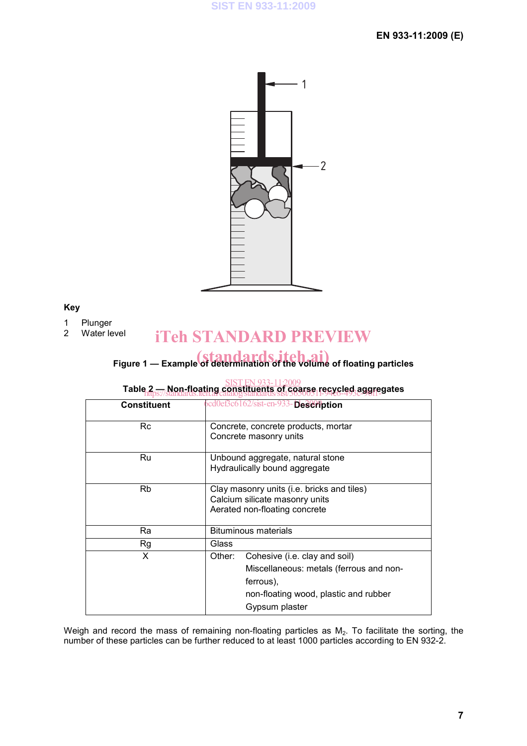1 Plunger

2 Water level

**Key**

1 Plunger
2 Water level

**Figure 1 — Example of determination of the volume of floating particles**

**Table 2 — Non-floating constituents of coarse recycled aggregates**

| **Constituent** | **Description** |
|---|---|
| Rc | Concrete, concrete products, mortar<br>Concrete masonry units |
| Ru | Unbound aggregate, natural stone<br>Hydraulically bound aggregate |
| Rb | Clay masonry units (i.e. bricks and tiles)<br>Calcium silicate masonry units<br>Aerated non-floating concrete |
| Ra | Bituminous materials |
| Rg | Glass |
| X | Other: Cohesive (i.e. clay and soil)<br>Miscellaneous: metals (ferrous and non-ferrous),<br>non-floating wood, plastic and rubber<br>Gypsum plaster |

Weigh and record the mass of remaining non-floating particles as $M_2$. To facilitate the sorting, the number of these particles can be further reduced to at least 1000 particles according to EN 932-2.